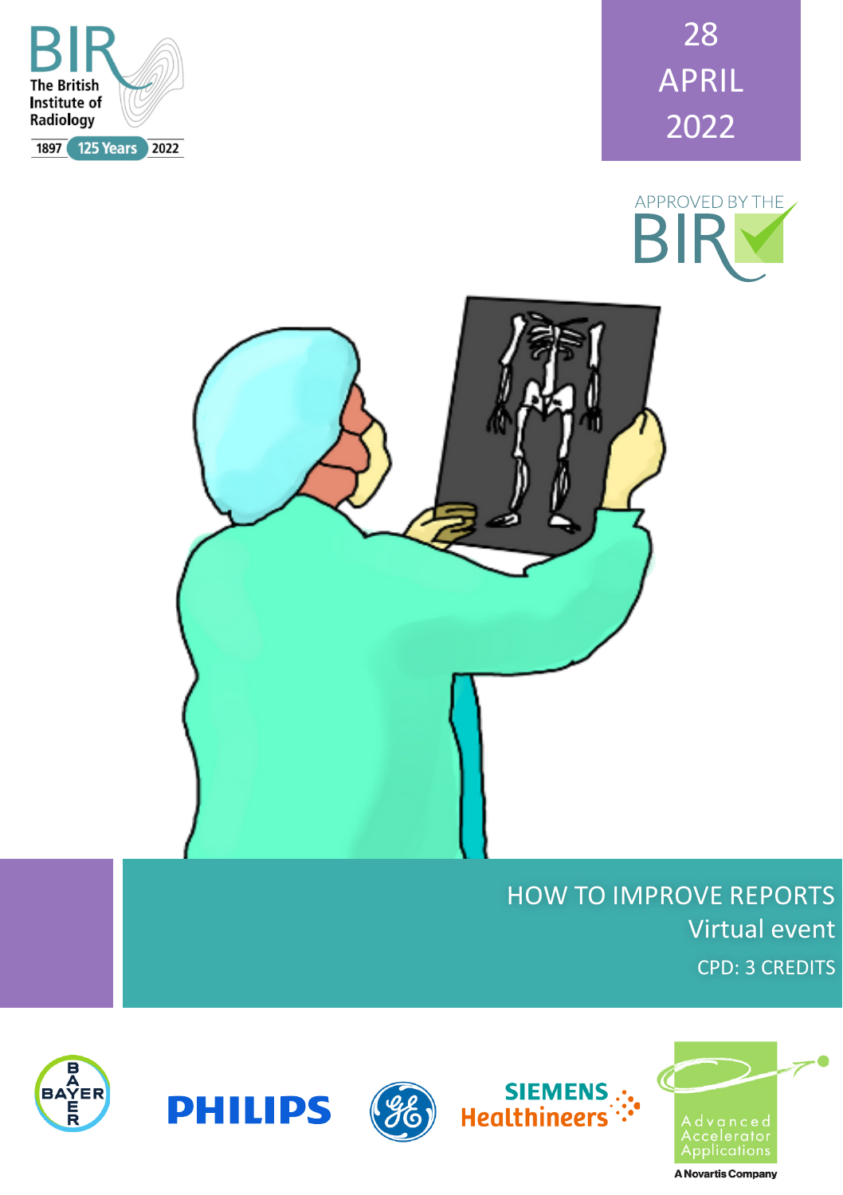BIR
The British Institute of Radiology
1897 125 Years 2022

28 APRIL 2022

APPROVED BY THE BIR

# HOW TO IMPROVE REPORTS

## Virtual event

CPD: 3 CREDITS

BAYER

PHILIPS

SIEMENS Healthineers

Advanced Accelerator Applications

A Novartis Company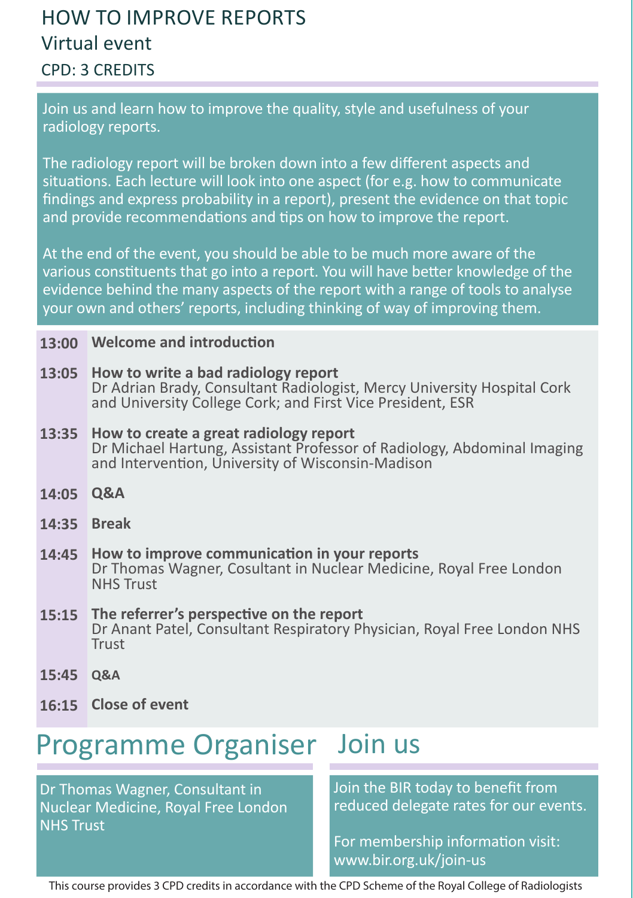# HOW TO IMPROVE REPORTS

## Virtual event

### CPD: 3 CREDITS

Join us and learn how to improve the quality, style and usefulness of your radiology reports.

The radiology report will be broken down into a few different aspects and situations. Each lecture will look into one aspect (for e.g. how to communicate findings and express probability in a report), present the evidence on that topic and provide recommendations and tips on how to improve the report.

At the end of the event, you should be able to be much more aware of the various constituents that go into a report. You will have better knowledge of the evidence behind the many aspects of the report with a range of tools to analyse your own and others' reports, including thinking of way of improving them.

| Time | Session |
|---|---|
| **13:00** | **Welcome and introduction** |
| **13:05** | **How to write a bad radiology report**<br>Dr Adrian Brady, Consultant Radiologist, Mercy University Hospital Cork and University College Cork; and First Vice President, ESR |
| **13:35** | **How to create a great radiology report**<br>Dr Michael Hartung, Assistant Professor of Radiology, Abdominal Imaging and Intervention, University of Wisconsin-Madison |
| **14:05** | **Q&A** |
| **14:35** | **Break** |
| **14:45** | **How to improve communication in your reports**<br>Dr Thomas Wagner, Cosultant in Nuclear Medicine, Royal Free London NHS Trust |
| **15:15** | **The referrer's perspective on the report**<br>Dr Anant Patel, Consultant Respiratory Physician, Royal Free London NHS Trust |
| **15:45** | **Q&A** |
| **16:15** | **Close of event** |

## Programme Organiser

Dr Thomas Wagner, Consultant in Nuclear Medicine, Royal Free London NHS Trust

## Join us

Join the BIR today to benefit from reduced delegate rates for our events.

For membership information visit: www.bir.org.uk/join-us

This course provides 3 CPD credits in accordance with the CPD Scheme of the Royal College of Radiologists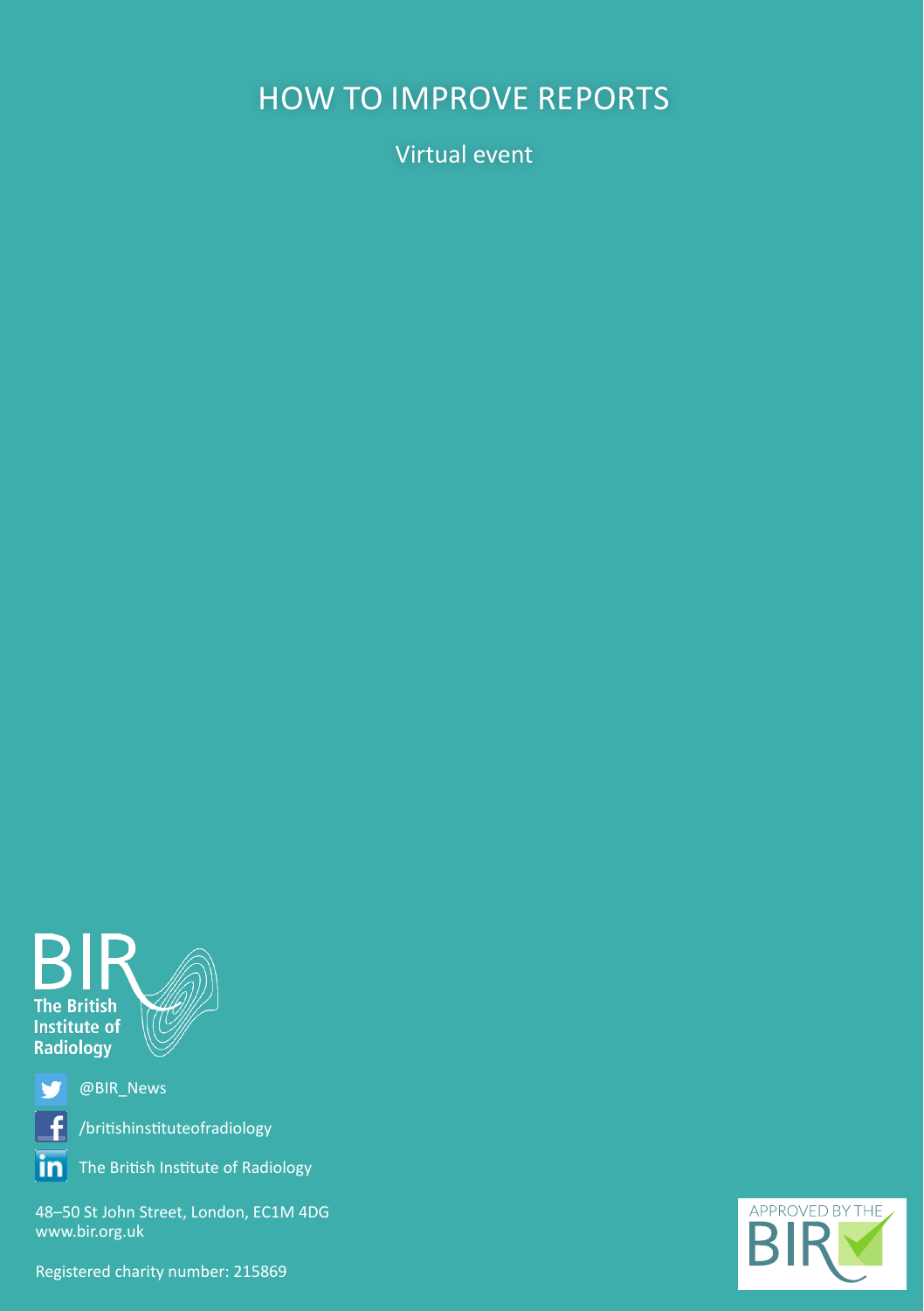# HOW TO IMPROVE REPORTS

Virtual event

BIR
The British Institute of Radiology

@BIR_News

/britishinstituteofradiology

The British Institute of Radiology

48–50 St John Street, London, EC1M 4DG
www.bir.org.uk

Registered charity number: 215869

APPROVED BY THE BIR